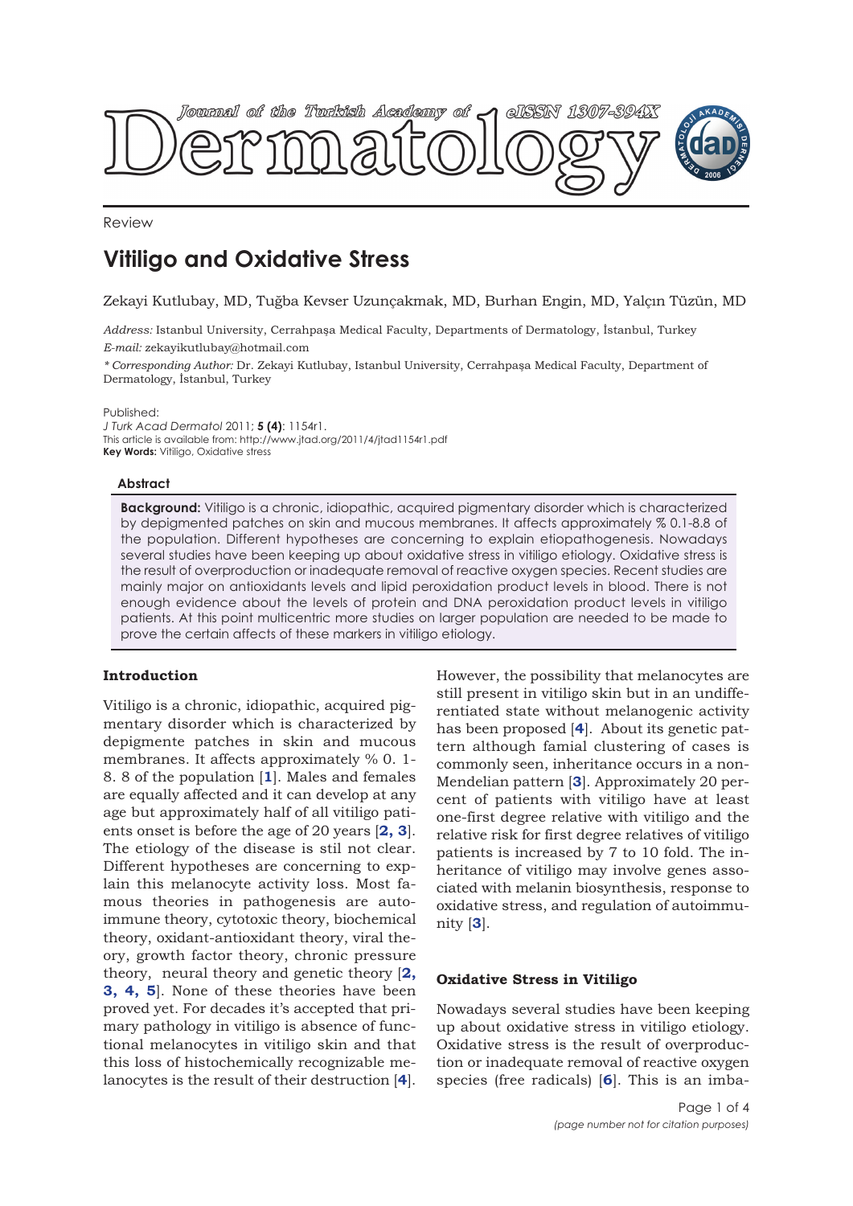Review

# Vitiligo and Oxidative Stress

Zekayi Kutlubay, MD, Tuğba Kevser Uzunçakmak, MD, Burhan Engin, MD, Yalçın Tüzün, MD

*Address:* Istanbul University, Cerrahpaşa Medical Faculty, Departments of Dermatology, İstanbul, Turkey
*E-mail:* zekayikutlubay@hotmail.com

*\* Corresponding Author:* Dr. Zekayi Kutlubay, Istanbul University, Cerrahpaşa Medical Faculty, Department of Dermatology, İstanbul, Turkey

Published:
*J Turk Acad Dermatol* 2011; **5 (4)**: 1154r1.
This article is available from: http://www.jtad.org/2011/4/jtad1154r1.pdf
**Key Words:** Vitiligo, Oxidative stress

### Abstract

**Background:** Vitiligo is a chronic, idiopathic, acquired pigmentary disorder which is characterized by depigmented patches on skin and mucous membranes. It affects approximately % 0.1-8.8 of the population. Different hypotheses are concerning to explain etiopathogenesis. Nowadays several studies have been keeping up about oxidative stress in vitiligo etiology. Oxidative stress is the result of overproduction or inadequate removal of reactive oxygen species. Recent studies are mainly major on antioxidants levels and lipid peroxidation product levels in blood. There is not enough evidence about the levels of protein and DNA peroxidation product levels in vitiligo patients. At this point multicentric more studies on larger population are needed to be made to prove the certain affects of these markers in vitiligo etiology.

## Introduction

Vitiligo is a chronic, idiopathic, acquired pigmentary disorder which is characterized by depigmente patches in skin and mucous membranes. It affects approximately % 0. 1-8. 8 of the population [1]. Males and females are equally affected and it can develop at any age but approximately half of all vitiligo patients onset is before the age of 20 years [2, 3]. The etiology of the disease is stil not clear. Different hypotheses are concerning to explain this melanocyte activity loss. Most famous theories in pathogenesis are autoimmune theory, cytotoxic theory, biochemical theory, oxidant-antioxidant theory, viral theory, growth factor theory, chronic pressure theory, neural theory and genetic theory [2, 3, 4, 5]. None of these theories have been proved yet. For decades it's accepted that primary pathology in vitiligo is absence of functional melanocytes in vitiligo skin and that this loss of histochemically recognizable melanocytes is the result of their destruction [4]. However, the possibility that melanocytes are still present in vitiligo skin but in an undifferentiated state without melanogenic activity has been proposed [4]. About its genetic pattern although famial clustering of cases is commonly seen, inheritance occurs in a non-Mendelian pattern [3]. Approximately 20 percent of patients with vitiligo have at least one-first degree relative with vitiligo and the relative risk for first degree relatives of vitiligo patients is increased by 7 to 10 fold. The inheritance of vitiligo may involve genes associated with melanin biosynthesis, response to oxidative stress, and regulation of autoimmunity [3].

## Oxidative Stress in Vitiligo

Nowadays several studies have been keeping up about oxidative stress in vitiligo etiology. Oxidative stress is the result of overproduction or inadequate removal of reactive oxygen species (free radicals) [6]. This is an imba-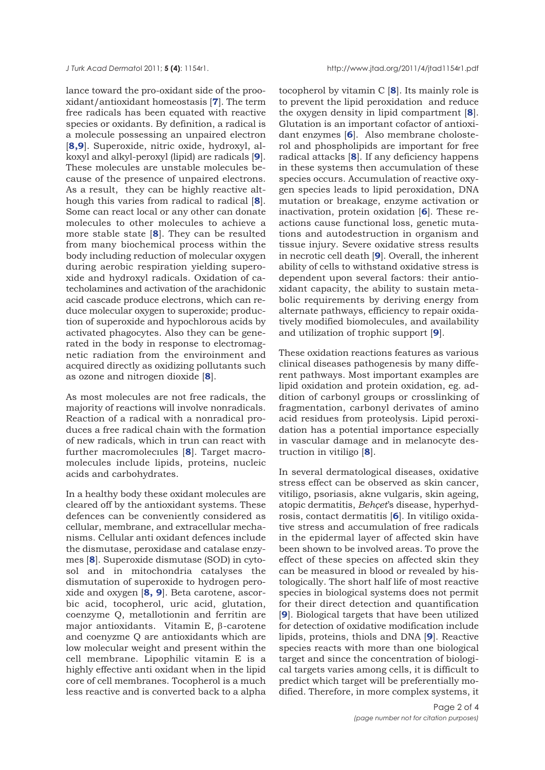lance toward the pro-oxidant side of the proxidant/antioxidant homeostasis [**7**]. The term free radicals has been equated with reactive species or oxidants. By definition, a radical is a molecule possessing an unpaired electron [**8,9**]. Superoxide, nitric oxide, hydroxyl, alkoxyl and alkyl-peroxyl (lipid) are radicals [**9**]. These molecules are unstable molecules because of the presence of unpaired electrons. As a result, they can be highly reactive although this varies from radical to radical [**8**]. Some can react local or any other can donate molecules to other molecules to achieve a more stable state [**8**]. They can be resulted from many biochemical process within the body including reduction of molecular oxygen during aerobic respiration yielding superoxide and hydroxyl radicals. Oxidation of catecholamines and activation of the arachidonic acid cascade produce electrons, which can reduce molecular oxygen to superoxide; production of superoxide and hypochlorous acids by activated phagocytes. Also they can be generated in the body in response to electromagnetic radiation from the enviroinment and acquired directly as oxidizing pollutants such as ozone and nitrogen dioxide [**8**].

As most molecules are not free radicals, the majority of reactions will involve nonradicals. Reaction of a radical with a nonradical produces a free radical chain with the formation of new radicals, which in trun can react with further macromolecıules [**8**]. Target macromolecules include lipids, proteins, nucleic acids and carbohydrates.

In a healthy body these oxidant molecules are cleared off by the antioxidant systems. These defences can be conveniently considered as cellular, membrane, and extracellular mechanisms. Cellular anti oxidant defences include the dismutase, peroxidase and catalase enzymes [**8**]. Superoxide dismutase (SOD) in cytosol and in mitochondria catalyses the dismutation of superoxide to hydrogen peroxide and oxygen [**8, 9**]. Beta carotene, ascorbic acid, tocopherol, uric acid, glutation, coenzyme Q, metallotionin and ferritin are major antioxidants. Vitamin E, β-carotene and coenyzme Q are antioxidants which are low molecular weight and present within the cell membrane. Lipophilic vitamin E is a highly effective anti oxidant when in the lipid core of cell membranes. Tocopherol is a much less reactive and is converted back to a alpha tocopherol by vitamin C [**8**]. Its mainly role is to prevent the lipid peroxidation and reduce the oxygen density in lipid compartment [**8**]. Glutation is an important cofactor of antioxidant enzymes [**6**]. Also membrane cholesterol and phospholipids are important for free radical attacks [**8**]. If any deficiency happens in these systems then accumulation of these species occurs. Accumulation of reactive oxygen species leads to lipid peroxidation, DNA mutation or breakage, enzyme activation or inactivation, protein oxidation [**6**]. These reactions cause functional loss, genetic mutations and autodestruction in organism and tissue injury. Severe oxidative stress results in necrotic cell death [**9**]. Overall, the inherent ability of cells to withstand oxidative stress is dependent upon several factors: their antioxidant capacity, the ability to sustain metabolic requirements by deriving energy from alternate pathways, efficiency to repair oxidatively modified biomolecules, and availability and utilization of trophic support [**9**].

These oxidation reactions features as various clinical diseases pathogenesis by many different pathways. Most important examples are lipid oxidation and protein oxidation, eg. addition of carbonyl groups or crosslinking of fragmentation, carbonyl derivates of amino acid residues from proteolysis. Lipid peroxidation has a potential importance especially in vascular damage and in melanocyte destruction in vitiligo [**8**].

In several dermatological diseases, oxidative stress effect can be observed as skin cancer, vitiligo, psoriasis, akne vulgaris, skin ageing, atopic dermatitis, *Behçet*'s disease, hyperhydrosis, contact dermatitis [**6**]. In vitiligo oxidative stress and accumulation of free radicals in the epidermal layer of affected skin have been shown to be involved areas. To prove the effect of these species on affected skin they can be measured in blood or revealed by histologically. The short half life of most reactive species in biological systems does not permit for their direct detection and quantification [**9**]. Biological targets that have been utilized for detection of oxidative modification include lipids, proteins, thiols and DNA [**9**]. Reactive species reacts with more than one biological target and since the concentration of biological targets varies among cells, it is difficult to predict which target will be preferentially modified. Therefore, in more complex systems, it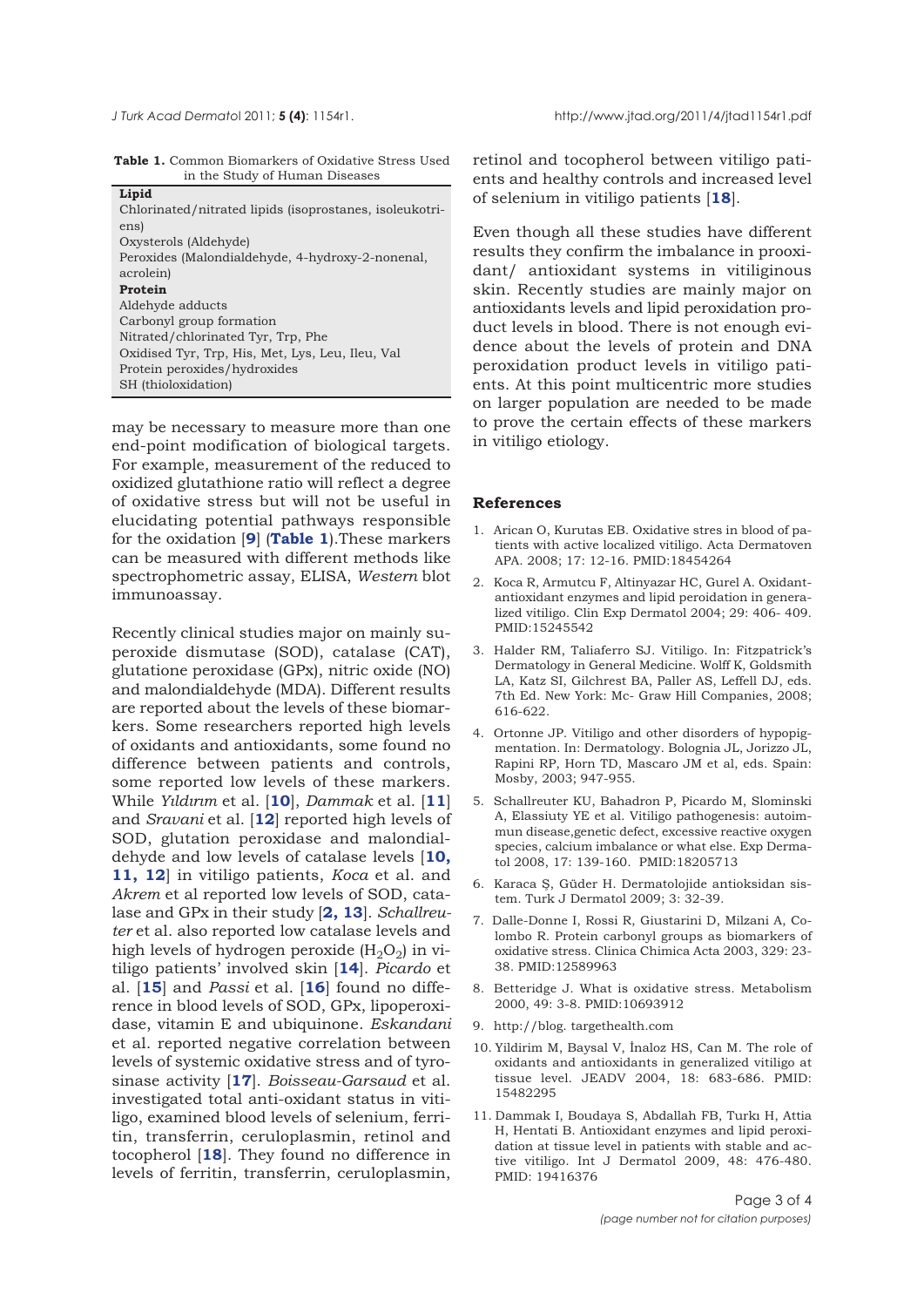**Table 1.** Common Biomarkers of Oxidative Stress Used in the Study of Human Diseases

| |
|---|
| **Lipid** |
| Chlorinated/nitrated lipids (isoprostanes, isoleukotriens) |
| Oxysterols (Aldehyde) |
| Peroxides (Malondialdehyde, 4-hydroxy-2-nonenal, acrolein) |
| **Protein** |
| Aldehyde adducts |
| Carbonyl group formation |
| Nitrated/chlorinated Tyr, Trp, Phe |
| Oxidised Tyr, Trp, His, Met, Lys, Leu, Ileu, Val |
| Protein peroxides/hydroxides |
| SH (thioloxidation) |

may be necessary to measure more than one end-point modification of biological targets. For example, measurement of the reduced to oxidized glutathione ratio will reflect a degree of oxidative stress but will not be useful in elucidating potential pathways responsible for the oxidation [**9**] (**Table 1**).These markers can be measured with different methods like spectrophometric assay, ELISA, *Western* blot immunoassay.

Recently clinical studies major on mainly superoxide dismutase (SOD), catalase (CAT), glutatione peroxidase (GPx), nitric oxide (NO) and malondialdehyde (MDA). Different results are reported about the levels of these biomarkers. Some researchers reported high levels of oxidants and antioxidants, some found no difference between patients and controls, some reported low levels of these markers. While *Yıldırım* et al. [**10**], *Dammak* et al. [**11**] and *Sravani* et al. [**12**] reported high levels of SOD, glutation peroxidase and malondialdehyde and low levels of catalase levels [**10, 11, 12**] in vitiligo patients, *Koca* et al. and *Akrem* et al reported low levels of SOD, catalase and GPx in their study [**2, 13**]. *Schallreuter* et al. also reported low catalase levels and high levels of hydrogen peroxide ($H_2O_2$) in vitiligo patients' involved skin [**14**]. *Picardo* et al. [**15**] and *Passi* et al. [**16**] found no difference in blood levels of SOD, GPx, lipoperoxidase, vitamin E and ubiquinone. *Eskandani* et al. reported negative correlation between levels of systemic oxidative stress and of tyrosinase activity [**17**]. *Boisseau-Garsaud* et al. investigated total anti-oxidant status in vitiligo, examined blood levels of selenium, ferritin, transferrin, ceruloplasmin, retinol and tocopherol [**18**]. They found no difference in levels of ferritin, transferrin, ceruloplasmin, retinol and tocopherol between vitiligo patients and healthy controls and increased level of selenium in vitiligo patients [**18**].

Even though all these studies have different results they confirm the imbalance in prooxidant/ antioxidant systems in vitiliginous skin. Recently studies are mainly major on antioxidants levels and lipid peroxidation product levels in blood. There is not enough evidence about the levels of protein and DNA peroxidation product levels in vitiligo patients. At this point multicentric more studies on larger population are needed to be made to prove the certain effects of these markers in vitiligo etiology.

## References

1. Arican O, Kurutas EB. Oxidative stres in blood of patients with active localized vitiligo. Acta Dermatoven APA. 2008; 17: 12-16. PMID:18454264
2. Koca R, Armutcu F, Altinyazar HC, Gurel A. Oxidant-antioxidant enzymes and lipid peroidation in generalized vitiligo. Clin Exp Dermatol 2004; 29: 406- 409. PMID:15245542
3. Halder RM, Taliaferro SJ. Vitiligo. In: Fitzpatrick's Dermatology in General Medicine. Wolff K, Goldsmith LA, Katz SI, Gilchrest BA, Paller AS, Leffell DJ, eds. 7th Ed. New York: Mc- Graw Hill Companies, 2008; 616-622.
4. Ortonne JP. Vitiligo and other disorders of hypopigmentation. In: Dermatology. Bolognia JL, Jorizzo JL, Rapini RP, Horn TD, Mascaro JM et al, eds. Spain: Mosby, 2003; 947-955.
5. Schallreuter KU, Bahadron P, Picardo M, Slominski A, Elassiuty YE et al. Vitiligo pathogenesis: autoimmun disease,genetic defect, excessive reactive oxygen species, calcium imbalance or what else. Exp Dermatol 2008, 17: 139-160. PMID:18205713
6. Karaca Ş, Güder H. Dermatolojide antioksidan sistem. Turk J Dermatol 2009; 3: 32-39.
7. Dalle-Donne I, Rossi R, Giustarini D, Milzani A, Colombo R. Protein carbonyl groups as biomarkers of oxidative stress. Clinica Chimica Acta 2003, 329: 23-38. PMID:12589963
8. Betteridge J. What is oxidative stress. Metabolism 2000, 49: 3-8. PMID:10693912
9. http://blog. targethealth.com
10. Yildirim M, Baysal V, İnaloz HS, Can M. The role of oxidants and antioxidants in generalized vitiligo at tissue level. JEADV 2004, 18: 683-686. PMID: 15482295
11. Dammak I, Boudaya S, Abdallah FB, Turkı H, Attia H, Hentati B. Antioxidant enzymes and lipid peroxidation at tissue level in patients with stable and active vitiligo. Int J Dermatol 2009, 48: 476-480. PMID: 19416376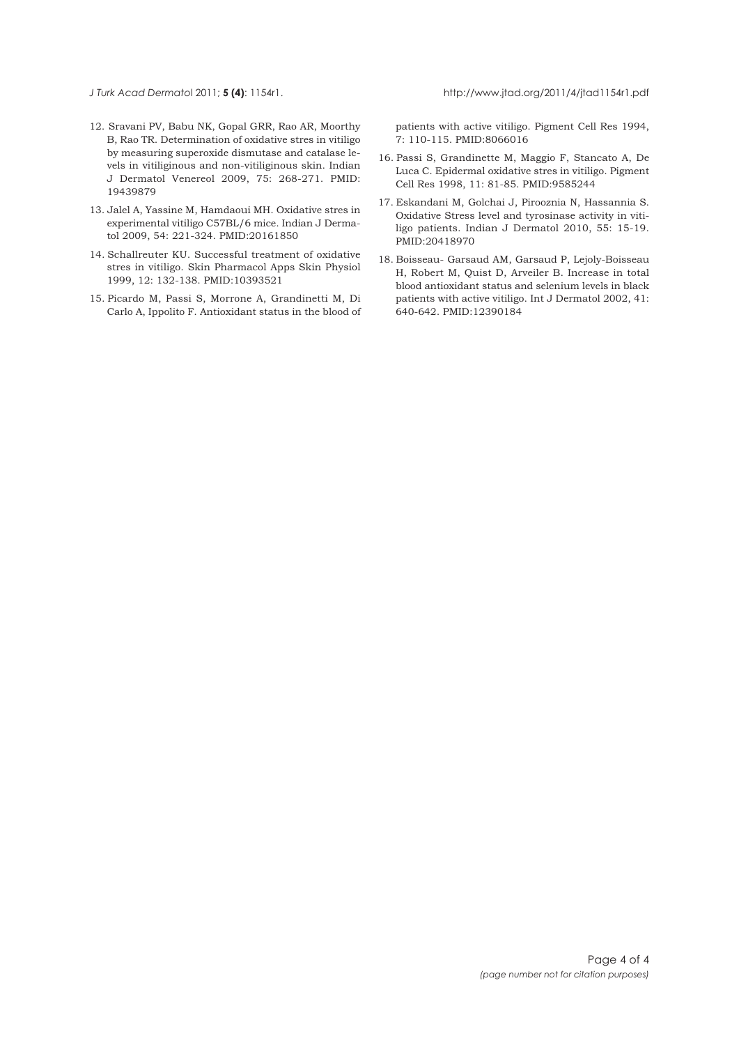12. Sravani PV, Babu NK, Gopal GRR, Rao AR, Moorthy B, Rao TR. Determination of oxidative stres in vitiligo by measuring superoxide dismutase and catalase levels in vitiliginous and non-vitiliginous skin. Indian J Dermatol Venereol 2009, 75: 268-271. PMID: 19439879

13. Jalel A, Yassine M, Hamdaoui MH. Oxidative stres in experimental vitiligo C57BL/6 mice. Indian J Dermatol 2009, 54: 221-324. PMID:20161850

14. Schallreuter KU. Successful treatment of oxidative stres in vitiligo. Skin Pharmacol Apps Skin Physiol 1999, 12: 132-138. PMID:10393521

15. Picardo M, Passi S, Morrone A, Grandinetti M, Di Carlo A, Ippolito F. Antioxidant status in the blood of patients with active vitiligo. Pigment Cell Res 1994, 7: 110-115. PMID:8066016

16. Passi S, Grandinette M, Maggio F, Stancato A, De Luca C. Epidermal oxidative stres in vitiligo. Pigment Cell Res 1998, 11: 81-85. PMID:9585244

17. Eskandani M, Golchai J, Pirooznia N, Hassannia S. Oxidative Stress level and tyrosinase activity in vitiligo patients. Indian J Dermatol 2010, 55: 15-19. PMID:20418970

18. Boisseau- Garsaud AM, Garsaud P, Lejoly-Boisseau H, Robert M, Quist D, Arveiler B. Increase in total blood antioxidant status and selenium levels in black patients with active vitiligo. Int J Dermatol 2002, 41: 640-642. PMID:12390184